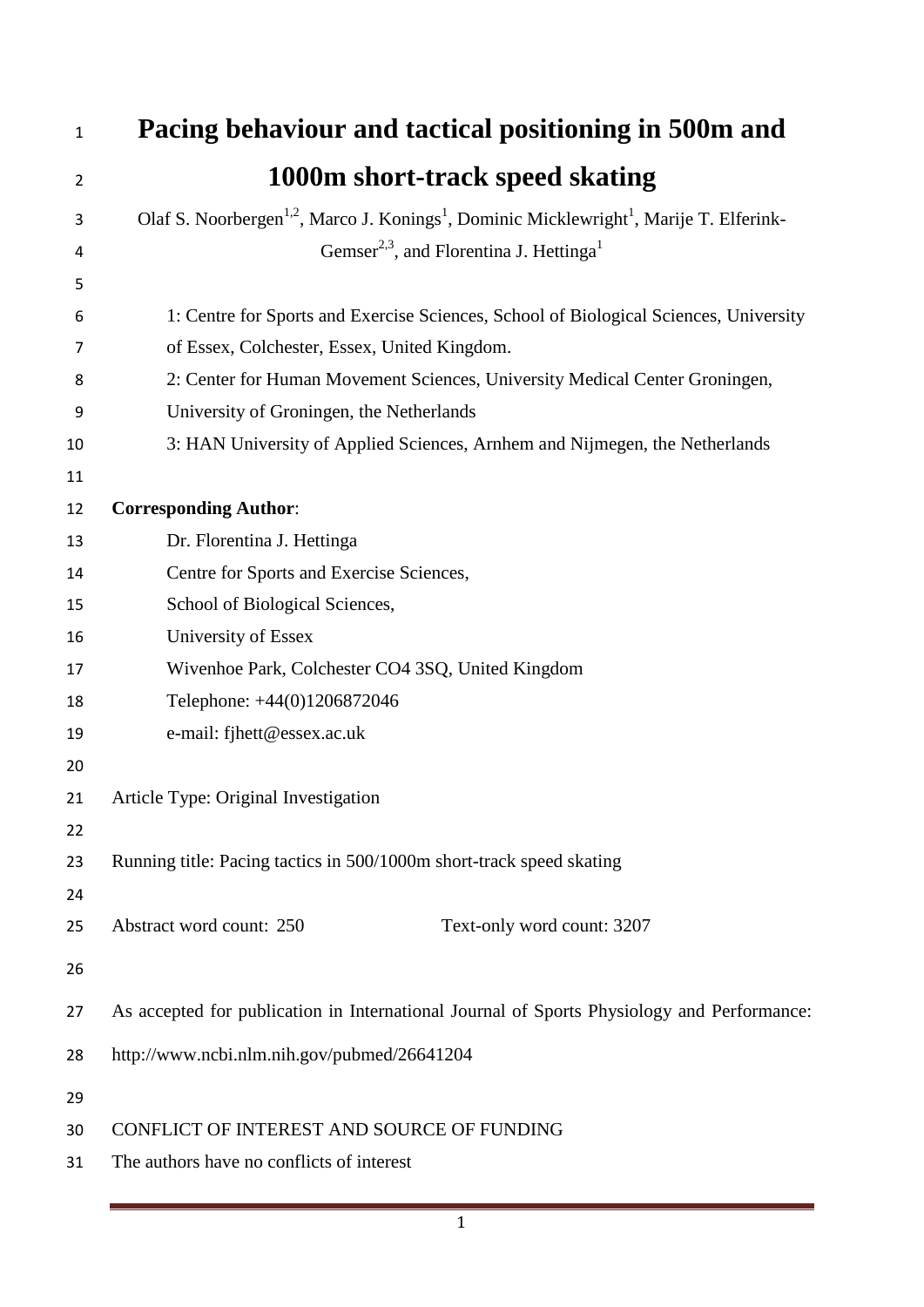# Pacing behaviour and tactical positioning in 500m and 1000m short-track speed skating

Olaf S. Noorbergen[1,2], Marco J. Konings[1], Dominic Micklewright[1], Marije T. Elferink-Gemser[2,3], and Florentina J. Hettinga[1]

1: Centre for Sports and Exercise Sciences, School of Biological Sciences, University of Essex, Colchester, Essex, United Kingdom.

2: Center for Human Movement Sciences, University Medical Center Groningen, University of Groningen, the Netherlands

3: HAN University of Applied Sciences, Arnhem and Nijmegen, the Netherlands

**Corresponding Author**:

Dr. Florentina J. Hettinga
Centre for Sports and Exercise Sciences,
School of Biological Sciences,
University of Essex
Wivenhoe Park, Colchester CO4 3SQ, United Kingdom
Telephone: +44(0)1206872046
e-mail: fjhett@essex.ac.uk

Article Type: Original Investigation

Running title: Pacing tactics in 500/1000m short-track speed skating

Abstract word count: 250 Text-only word count: 3207

As accepted for publication in International Journal of Sports Physiology and Performance: http://www.ncbi.nlm.nih.gov/pubmed/26641204

CONFLICT OF INTEREST AND SOURCE OF FUNDING

The authors have no conflicts of interest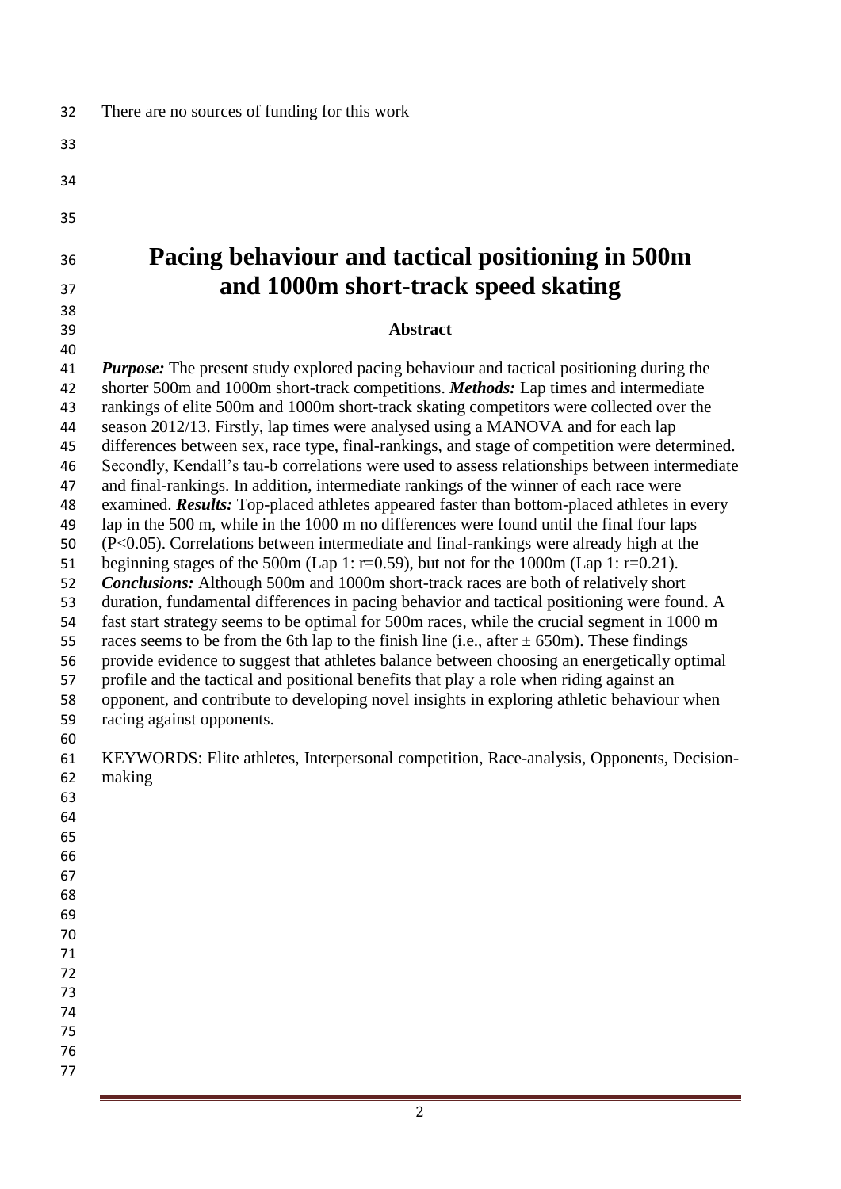There are no sources of funding for this work

# Pacing behaviour and tactical positioning in 500m and 1000m short-track speed skating

## Abstract

***Purpose:*** The present study explored pacing behaviour and tactical positioning during the shorter 500m and 1000m short-track competitions. ***Methods:*** Lap times and intermediate rankings of elite 500m and 1000m short-track skating competitors were collected over the season 2012/13. Firstly, lap times were analysed using a MANOVA and for each lap differences between sex, race type, final-rankings, and stage of competition were determined. Secondly, Kendall's tau-b correlations were used to assess relationships between intermediate and final-rankings. In addition, intermediate rankings of the winner of each race were examined. ***Results:*** Top-placed athletes appeared faster than bottom-placed athletes in every lap in the 500 m, while in the 1000 m no differences were found until the final four laps ($P<0.05$). Correlations between intermediate and final-rankings were already high at the beginning stages of the 500m (Lap 1: $r=0.59$), but not for the 1000m (Lap 1: $r=0.21$). ***Conclusions:*** Although 500m and 1000m short-track races are both of relatively short duration, fundamental differences in pacing behavior and tactical positioning were found. A fast start strategy seems to be optimal for 500m races, while the crucial segment in 1000 m races seems to be from the 6th lap to the finish line (i.e., after $\pm$ 650m). These findings provide evidence to suggest that athletes balance between choosing an energetically optimal profile and the tactical and positional benefits that play a role when riding against an opponent, and contribute to developing novel insights in exploring athletic behaviour when racing against opponents.

KEYWORDS: Elite athletes, Interpersonal competition, Race-analysis, Opponents, Decision-making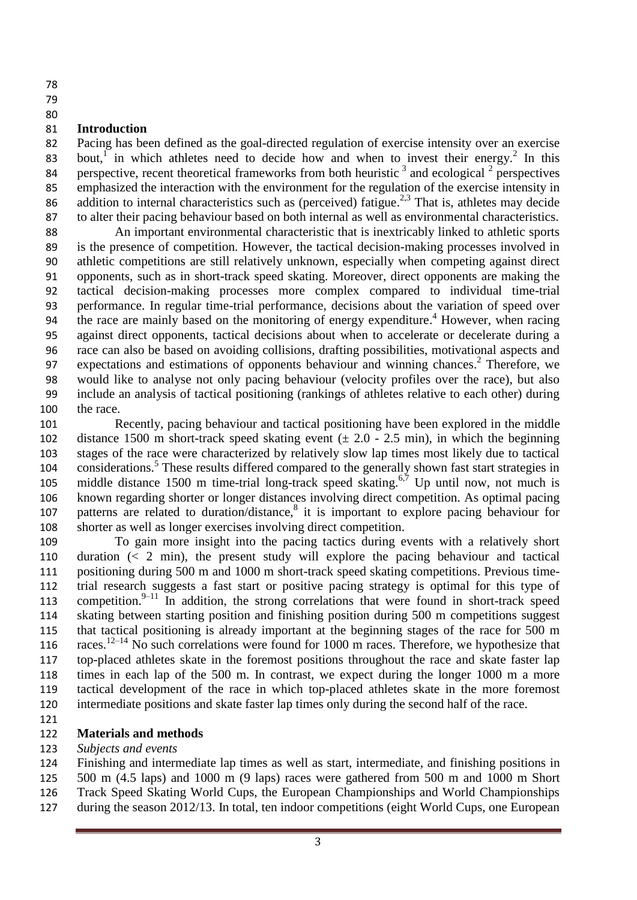## Introduction

Pacing has been defined as the goal-directed regulation of exercise intensity over an exercise bout,[1] in which athletes need to decide how and when to invest their energy.[2] In this perspective, recent theoretical frameworks from both heuristic [3] and ecological [2] perspectives emphasized the interaction with the environment for the regulation of the exercise intensity in addition to internal characteristics such as (perceived) fatigue.[2,3] That is, athletes may decide to alter their pacing behaviour based on both internal as well as environmental characteristics.

An important environmental characteristic that is inextricably linked to athletic sports is the presence of competition. However, the tactical decision-making processes involved in athletic competitions are still relatively unknown, especially when competing against direct opponents, such as in short-track speed skating. Moreover, direct opponents are making the tactical decision-making processes more complex compared to individual time-trial performance. In regular time-trial performance, decisions about the variation of speed over the race are mainly based on the monitoring of energy expenditure.[4] However, when racing against direct opponents, tactical decisions about when to accelerate or decelerate during a race can also be based on avoiding collisions, drafting possibilities, motivational aspects and expectations and estimations of opponents behaviour and winning chances.[2] Therefore, we would like to analyse not only pacing behaviour (velocity profiles over the race), but also include an analysis of tactical positioning (rankings of athletes relative to each other) during the race.

Recently, pacing behaviour and tactical positioning have been explored in the middle distance 1500 m short-track speed skating event (± 2.0 - 2.5 min), in which the beginning stages of the race were characterized by relatively slow lap times most likely due to tactical considerations.[5] These results differed compared to the generally shown fast start strategies in middle distance 1500 m time-trial long-track speed skating.[6,7] Up until now, not much is known regarding shorter or longer distances involving direct competition. As optimal pacing patterns are related to duration/distance,[8] it is important to explore pacing behaviour for shorter as well as longer exercises involving direct competition.

To gain more insight into the pacing tactics during events with a relatively short duration (< 2 min), the present study will explore the pacing behaviour and tactical positioning during 500 m and 1000 m short-track speed skating competitions. Previous time-trial research suggests a fast start or positive pacing strategy is optimal for this type of competition.[9–11] In addition, the strong correlations that were found in short-track speed skating between starting position and finishing position during 500 m competitions suggest that tactical positioning is already important at the beginning stages of the race for 500 m races.[12–14] No such correlations were found for 1000 m races. Therefore, we hypothesize that top-placed athletes skate in the foremost positions throughout the race and skate faster lap times in each lap of the 500 m. In contrast, we expect during the longer 1000 m a more tactical development of the race in which top-placed athletes skate in the more foremost intermediate positions and skate faster lap times only during the second half of the race.

## Materials and methods

*Subjects and events*

Finishing and intermediate lap times as well as start, intermediate, and finishing positions in 500 m (4.5 laps) and 1000 m (9 laps) races were gathered from 500 m and 1000 m Short Track Speed Skating World Cups, the European Championships and World Championships during the season 2012/13. In total, ten indoor competitions (eight World Cups, one European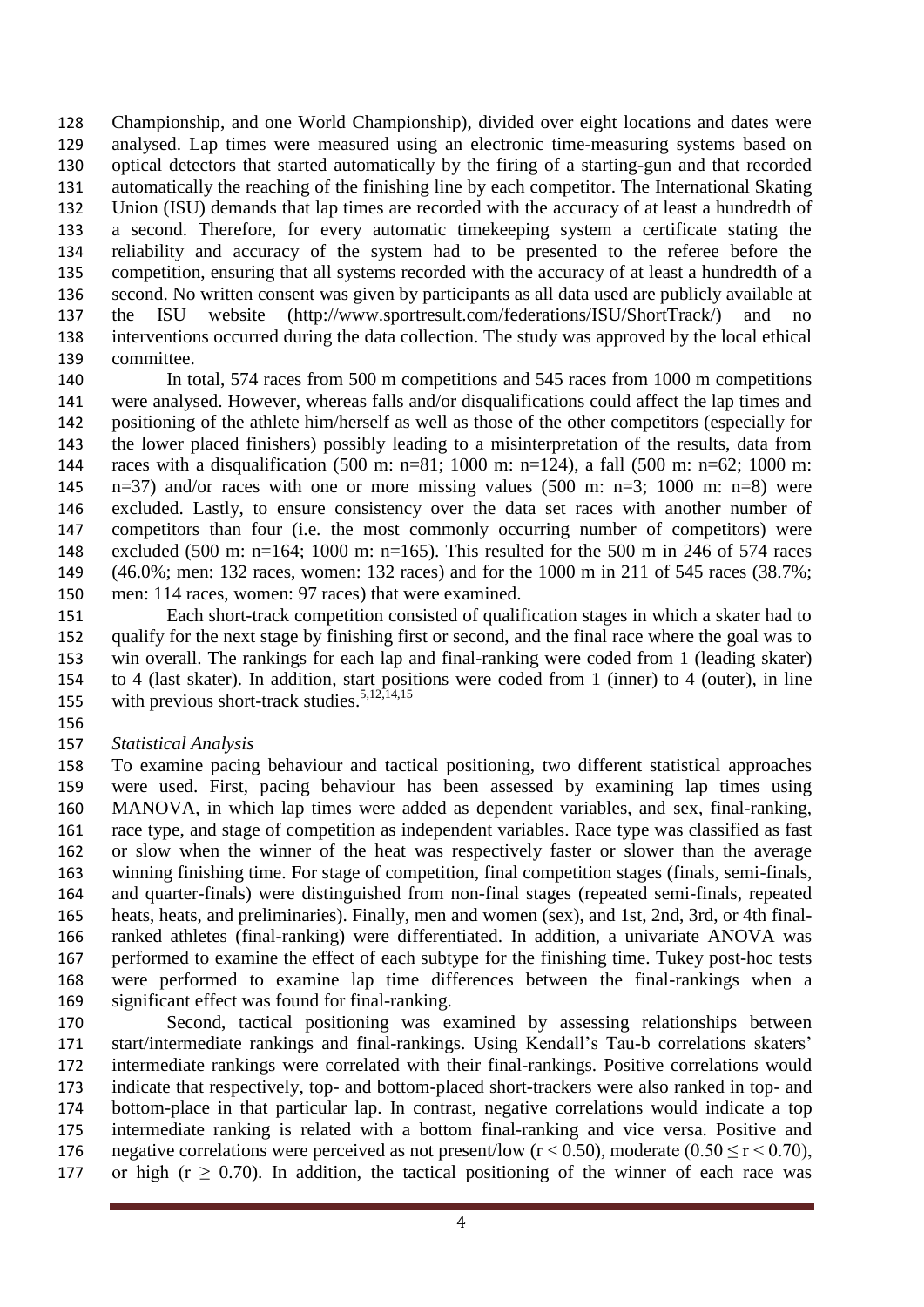Championship, and one World Championship), divided over eight locations and dates were analysed. Lap times were measured using an electronic time-measuring systems based on optical detectors that started automatically by the firing of a starting-gun and that recorded automatically the reaching of the finishing line by each competitor. The International Skating Union (ISU) demands that lap times are recorded with the accuracy of at least a hundredth of a second. Therefore, for every automatic timekeeping system a certificate stating the reliability and accuracy of the system had to be presented to the referee before the competition, ensuring that all systems recorded with the accuracy of at least a hundredth of a second. No written consent was given by participants as all data used are publicly available at the ISU website (http://www.sportresult.com/federations/ISU/ShortTrack/) and no interventions occurred during the data collection. The study was approved by the local ethical committee.

In total, 574 races from 500 m competitions and 545 races from 1000 m competitions were analysed. However, whereas falls and/or disqualifications could affect the lap times and positioning of the athlete him/herself as well as those of the other competitors (especially for the lower placed finishers) possibly leading to a misinterpretation of the results, data from races with a disqualification (500 m: n=81; 1000 m: n=124), a fall (500 m: n=62; 1000 m: n=37) and/or races with one or more missing values (500 m: n=3; 1000 m: n=8) were excluded. Lastly, to ensure consistency over the data set races with another number of competitors than four (i.e. the most commonly occurring number of competitors) were excluded (500 m: n=164; 1000 m: n=165). This resulted for the 500 m in 246 of 574 races (46.0%; men: 132 races, women: 132 races) and for the 1000 m in 211 of 545 races (38.7%; men: 114 races, women: 97 races) that were examined.

Each short-track competition consisted of qualification stages in which a skater had to qualify for the next stage by finishing first or second, and the final race where the goal was to win overall. The rankings for each lap and final-ranking were coded from 1 (leading skater) to 4 (last skater). In addition, start positions were coded from 1 (inner) to 4 (outer), in line with previous short-track studies.[5,12,14,15]

*Statistical Analysis*

To examine pacing behaviour and tactical positioning, two different statistical approaches were used. First, pacing behaviour has been assessed by examining lap times using MANOVA, in which lap times were added as dependent variables, and sex, final-ranking, race type, and stage of competition as independent variables. Race type was classified as fast or slow when the winner of the heat was respectively faster or slower than the average winning finishing time. For stage of competition, final competition stages (finals, semi-finals, and quarter-finals) were distinguished from non-final stages (repeated semi-finals, repeated heats, heats, and preliminaries). Finally, men and women (sex), and 1st, 2nd, 3rd, or 4th final-ranked athletes (final-ranking) were differentiated. In addition, a univariate ANOVA was performed to examine the effect of each subtype for the finishing time. Tukey post-hoc tests were performed to examine lap time differences between the final-rankings when a significant effect was found for final-ranking.

Second, tactical positioning was examined by assessing relationships between start/intermediate rankings and final-rankings. Using Kendall's Tau-b correlations skaters' intermediate rankings were correlated with their final-rankings. Positive correlations would indicate that respectively, top- and bottom-placed short-trackers were also ranked in top- and bottom-place in that particular lap. In contrast, negative correlations would indicate a top intermediate ranking is related with a bottom final-ranking and vice versa. Positive and negative correlations were perceived as not present/low ($r < 0.50$), moderate ($0.50 \leq r < 0.70$), or high ($r \geq 0.70$). In addition, the tactical positioning of the winner of each race was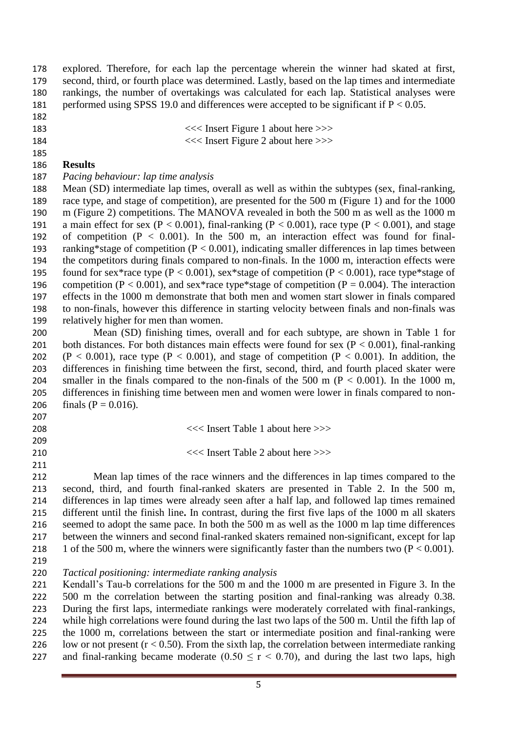explored. Therefore, for each lap the percentage wherein the winner had skated at first, second, third, or fourth place was determined. Lastly, based on the lap times and intermediate rankings, the number of overtakings was calculated for each lap. Statistical analyses were performed using SPSS 19.0 and differences were accepted to be significant if $P < 0.05$.

<<< Insert Figure 1 about here >>>

<<< Insert Figure 2 about here >>>

## Results

*Pacing behaviour: lap time analysis*

Mean (SD) intermediate lap times, overall as well as within the subtypes (sex, final-ranking, race type, and stage of competition), are presented for the 500 m (Figure 1) and for the 1000 m (Figure 2) competitions. The MANOVA revealed in both the 500 m as well as the 1000 m a main effect for sex ($P < 0.001$), final-ranking ($P < 0.001$), race type ($P < 0.001$), and stage of competition ($P < 0.001$). In the 500 m, an interaction effect was found for final-ranking*stage of competition ($P < 0.001$), indicating smaller differences in lap times between the competitors during finals compared to non-finals. In the 1000 m, interaction effects were found for sex*race type ($P < 0.001$), sex*stage of competition ($P < 0.001$), race type*stage of competition ($P < 0.001$), and sex*race type*stage of competition ($P = 0.004$). The interaction effects in the 1000 m demonstrate that both men and women start slower in finals compared to non-finals, however this difference in starting velocity between finals and non-finals was relatively higher for men than women.

Mean (SD) finishing times, overall and for each subtype, are shown in Table 1 for both distances. For both distances main effects were found for sex ($P < 0.001$), final-ranking ($P < 0.001$), race type ($P < 0.001$), and stage of competition ($P < 0.001$). In addition, the differences in finishing time between the first, second, third, and fourth placed skater were smaller in the finals compared to the non-finals of the 500 m ($P < 0.001$). In the 1000 m, differences in finishing time between men and women were lower in finals compared to non-finals ($P = 0.016$).

<<< Insert Table 1 about here >>>

<<< Insert Table 2 about here >>>

Mean lap times of the race winners and the differences in lap times compared to the second, third, and fourth final-ranked skaters are presented in Table 2. In the 500 m, differences in lap times were already seen after a half lap, and followed lap times remained different until the finish line**.** In contrast, during the first five laps of the 1000 m all skaters seemed to adopt the same pace. In both the 500 m as well as the 1000 m lap time differences between the winners and second final-ranked skaters remained non-significant, except for lap 1 of the 500 m, where the winners were significantly faster than the numbers two ($P < 0.001$).

*Tactical positioning: intermediate ranking analysis*

Kendall's Tau-b correlations for the 500 m and the 1000 m are presented in Figure 3. In the 500 m the correlation between the starting position and final-ranking was already 0.38. During the first laps, intermediate rankings were moderately correlated with final-rankings, while high correlations were found during the last two laps of the 500 m. Until the fifth lap of the 1000 m, correlations between the start or intermediate position and final-ranking were low or not present ($r < 0.50$). From the sixth lap, the correlation between intermediate ranking and final-ranking became moderate ($0.50 \leq r < 0.70$), and during the last two laps, high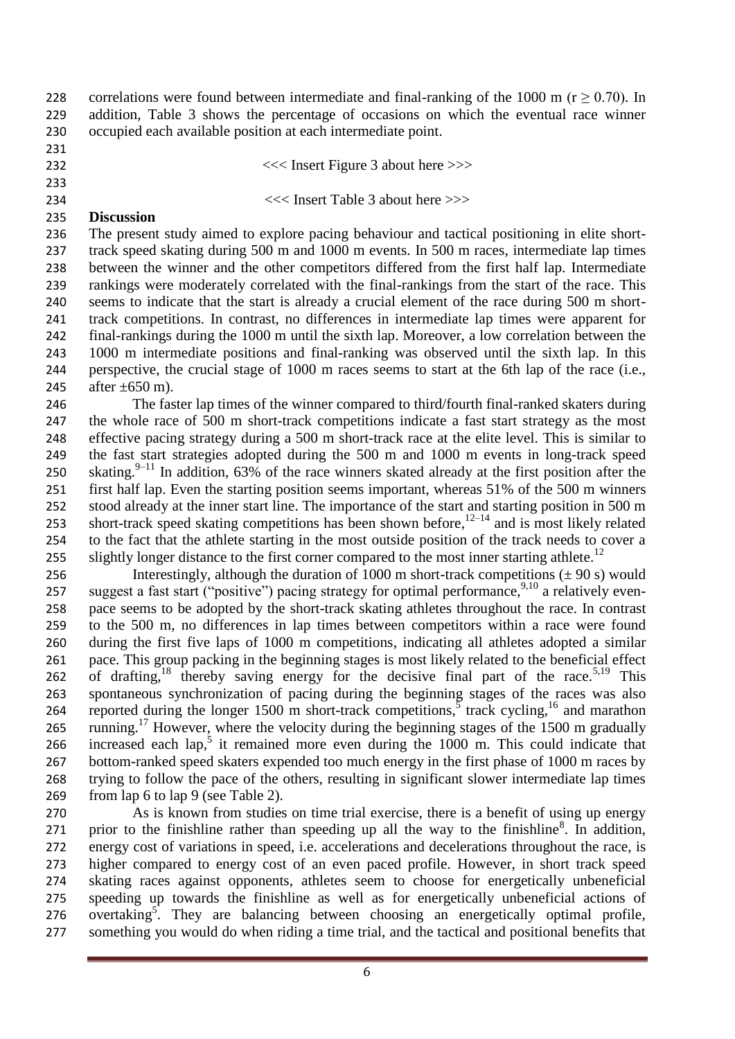correlations were found between intermediate and final-ranking of the 1000 m ($r \geq 0.70$). In addition, Table 3 shows the percentage of occasions on which the eventual race winner occupied each available position at each intermediate point.

<<< Insert Figure 3 about here >>>

<<< Insert Table 3 about here >>>

## Discussion

The present study aimed to explore pacing behaviour and tactical positioning in elite short-track speed skating during 500 m and 1000 m events. In 500 m races, intermediate lap times between the winner and the other competitors differed from the first half lap. Intermediate rankings were moderately correlated with the final-rankings from the start of the race. This seems to indicate that the start is already a crucial element of the race during 500 m short-track competitions. In contrast, no differences in intermediate lap times were apparent for final-rankings during the 1000 m until the sixth lap. Moreover, a low correlation between the 1000 m intermediate positions and final-ranking was observed until the sixth lap. In this perspective, the crucial stage of 1000 m races seems to start at the 6th lap of the race (i.e., after ±650 m).

The faster lap times of the winner compared to third/fourth final-ranked skaters during the whole race of 500 m short-track competitions indicate a fast start strategy as the most effective pacing strategy during a 500 m short-track race at the elite level. This is similar to the fast start strategies adopted during the 500 m and 1000 m events in long-track speed skating.[9–11] In addition, 63% of the race winners skated already at the first position after the first half lap. Even the starting position seems important, whereas 51% of the 500 m winners stood already at the inner start line. The importance of the start and starting position in 500 m short-track speed skating competitions has been shown before,[12–14] and is most likely related to the fact that the athlete starting in the most outside position of the track needs to cover a slightly longer distance to the first corner compared to the most inner starting athlete.[12]

Interestingly, although the duration of 1000 m short-track competitions (± 90 s) would suggest a fast start ("positive") pacing strategy for optimal performance,[9,10] a relatively even-pace seems to be adopted by the short-track skating athletes throughout the race. In contrast to the 500 m, no differences in lap times between competitors within a race were found during the first five laps of 1000 m competitions, indicating all athletes adopted a similar pace. This group packing in the beginning stages is most likely related to the beneficial effect of drafting,[18] thereby saving energy for the decisive final part of the race.[5,19] This spontaneous synchronization of pacing during the beginning stages of the races was also reported during the longer 1500 m short-track competitions,[5] track cycling,[16] and marathon running.[17] However, where the velocity during the beginning stages of the 1500 m gradually increased each lap,[5] it remained more even during the 1000 m. This could indicate that bottom-ranked speed skaters expended too much energy in the first phase of 1000 m races by trying to follow the pace of the others, resulting in significant slower intermediate lap times from lap 6 to lap 9 (see Table 2).

As is known from studies on time trial exercise, there is a benefit of using up energy prior to the finishline rather than speeding up all the way to the finishline[8]. In addition, energy cost of variations in speed, i.e. accelerations and decelerations throughout the race, is higher compared to energy cost of an even paced profile. However, in short track speed skating races against opponents, athletes seem to choose for energetically unbeneficial speeding up towards the finishline as well as for energetically unbeneficial actions of overtaking[5]. They are balancing between choosing an energetically optimal profile, something you would do when riding a time trial, and the tactical and positional benefits that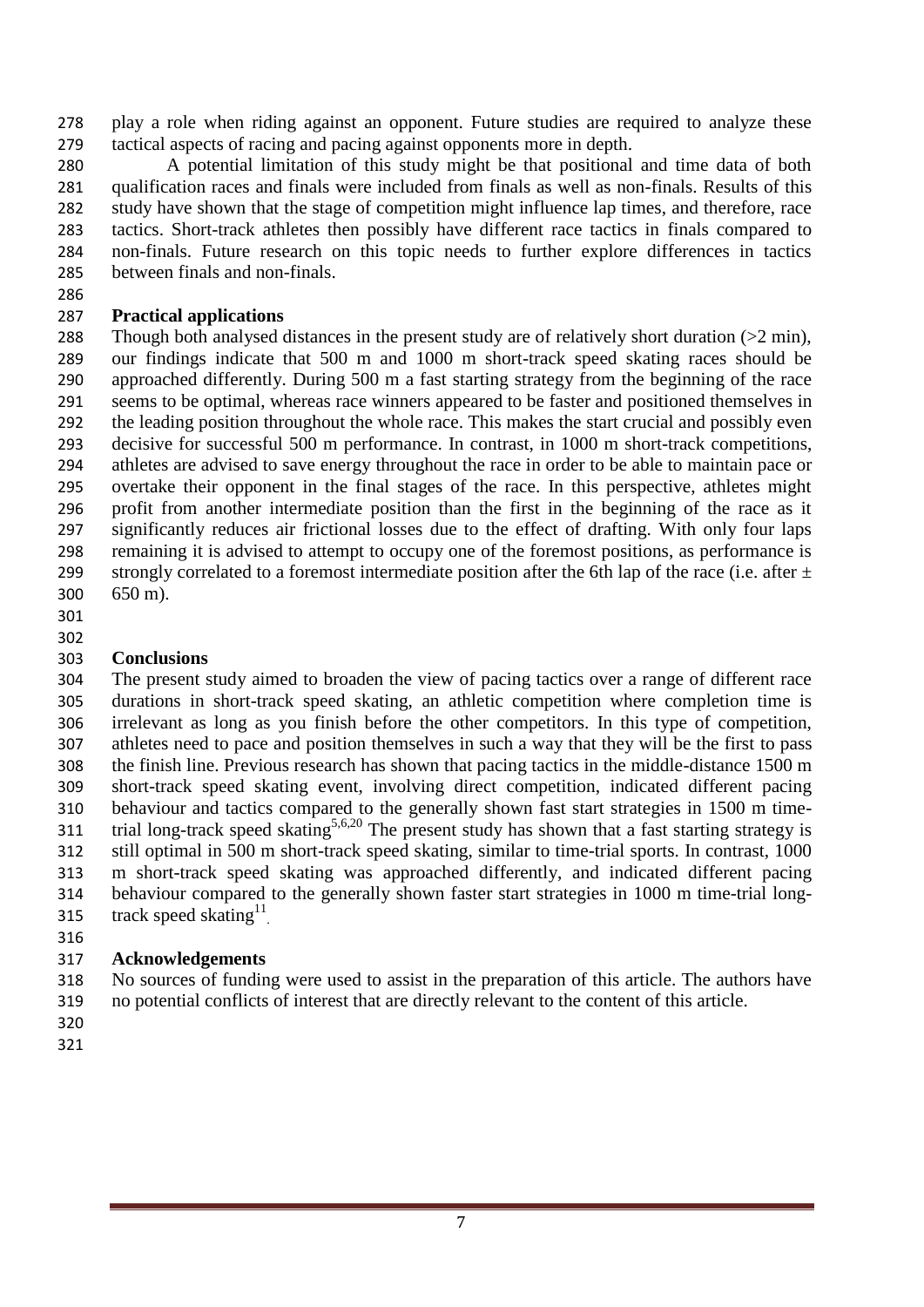play a role when riding against an opponent. Future studies are required to analyze these tactical aspects of racing and pacing against opponents more in depth.

A potential limitation of this study might be that positional and time data of both qualification races and finals were included from finals as well as non-finals. Results of this study have shown that the stage of competition might influence lap times, and therefore, race tactics. Short-track athletes then possibly have different race tactics in finals compared to non-finals. Future research on this topic needs to further explore differences in tactics between finals and non-finals.

## Practical applications

Though both analysed distances in the present study are of relatively short duration (>2 min), our findings indicate that 500 m and 1000 m short-track speed skating races should be approached differently. During 500 m a fast starting strategy from the beginning of the race seems to be optimal, whereas race winners appeared to be faster and positioned themselves in the leading position throughout the whole race. This makes the start crucial and possibly even decisive for successful 500 m performance. In contrast, in 1000 m short-track competitions, athletes are advised to save energy throughout the race in order to be able to maintain pace or overtake their opponent in the final stages of the race. In this perspective, athletes might profit from another intermediate position than the first in the beginning of the race as it significantly reduces air frictional losses due to the effect of drafting. With only four laps remaining it is advised to attempt to occupy one of the foremost positions, as performance is strongly correlated to a foremost intermediate position after the 6th lap of the race (i.e. after ± 650 m).

## Conclusions

The present study aimed to broaden the view of pacing tactics over a range of different race durations in short-track speed skating, an athletic competition where completion time is irrelevant as long as you finish before the other competitors. In this type of competition, athletes need to pace and position themselves in such a way that they will be the first to pass the finish line. Previous research has shown that pacing tactics in the middle-distance 1500 m short-track speed skating event, involving direct competition, indicated different pacing behaviour and tactics compared to the generally shown fast start strategies in 1500 m time-trial long-track speed skating[5,6,20] The present study has shown that a fast starting strategy is still optimal in 500 m short-track speed skating, similar to time-trial sports. In contrast, 1000 m short-track speed skating was approached differently, and indicated different pacing behaviour compared to the generally shown faster start strategies in 1000 m time-trial long-track speed skating[11].

## Acknowledgements

No sources of funding were used to assist in the preparation of this article. The authors have no potential conflicts of interest that are directly relevant to the content of this article.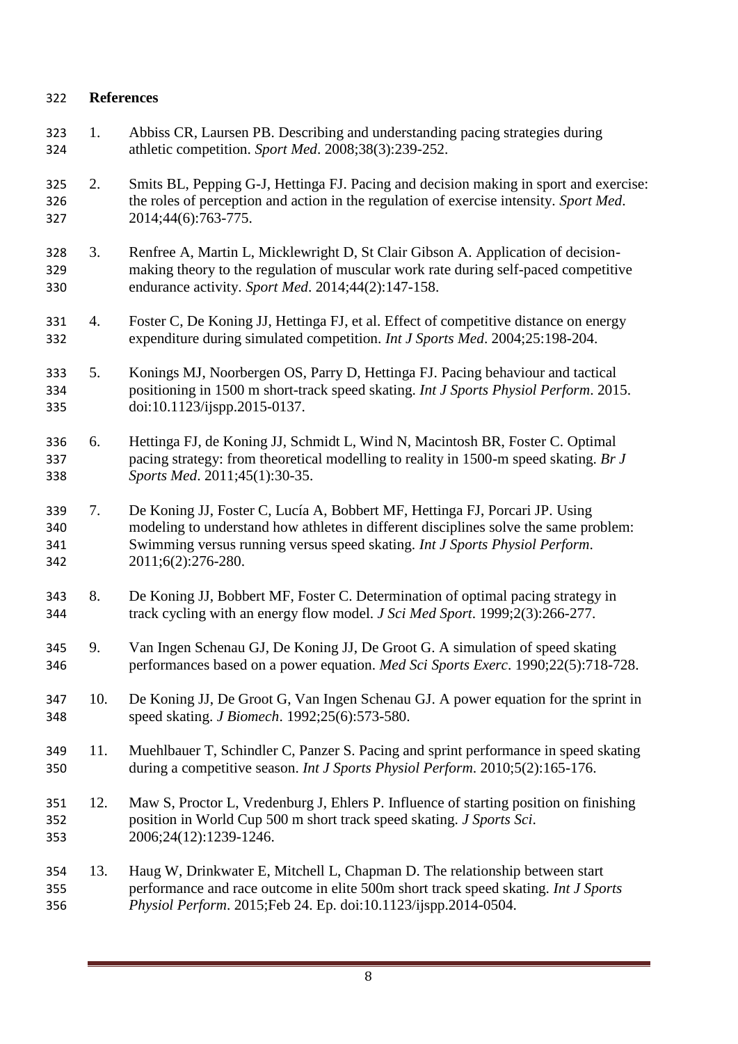## References

1. Abbiss CR, Laursen PB. Describing and understanding pacing strategies during athletic competition. *Sport Med*. 2008;38(3):239-252.

2. Smits BL, Pepping G-J, Hettinga FJ. Pacing and decision making in sport and exercise: the roles of perception and action in the regulation of exercise intensity. *Sport Med*. 2014;44(6):763-775.

3. Renfree A, Martin L, Micklewright D, St Clair Gibson A. Application of decision-making theory to the regulation of muscular work rate during self-paced competitive endurance activity. *Sport Med*. 2014;44(2):147-158.

4. Foster C, De Koning JJ, Hettinga FJ, et al. Effect of competitive distance on energy expenditure during simulated competition. *Int J Sports Med*. 2004;25:198-204.

5. Konings MJ, Noorbergen OS, Parry D, Hettinga FJ. Pacing behaviour and tactical positioning in 1500 m short-track speed skating. *Int J Sports Physiol Perform*. 2015. doi:10.1123/ijspp.2015-0137.

6. Hettinga FJ, de Koning JJ, Schmidt L, Wind N, Macintosh BR, Foster C. Optimal pacing strategy: from theoretical modelling to reality in 1500-m speed skating. *Br J Sports Med*. 2011;45(1):30-35.

7. De Koning JJ, Foster C, Lucía A, Bobbert MF, Hettinga FJ, Porcari JP. Using modeling to understand how athletes in different disciplines solve the same problem: Swimming versus running versus speed skating. *Int J Sports Physiol Perform*. 2011;6(2):276-280.

8. De Koning JJ, Bobbert MF, Foster C. Determination of optimal pacing strategy in track cycling with an energy flow model. *J Sci Med Sport*. 1999;2(3):266-277.

9. Van Ingen Schenau GJ, De Koning JJ, De Groot G. A simulation of speed skating performances based on a power equation. *Med Sci Sports Exerc*. 1990;22(5):718-728.

10. De Koning JJ, De Groot G, Van Ingen Schenau GJ. A power equation for the sprint in speed skating. *J Biomech*. 1992;25(6):573-580.

11. Muehlbauer T, Schindler C, Panzer S. Pacing and sprint performance in speed skating during a competitive season. *Int J Sports Physiol Perform*. 2010;5(2):165-176.

12. Maw S, Proctor L, Vredenburg J, Ehlers P. Influence of starting position on finishing position in World Cup 500 m short track speed skating. *J Sports Sci*. 2006;24(12):1239-1246.

13. Haug W, Drinkwater E, Mitchell L, Chapman D. The relationship between start performance and race outcome in elite 500m short track speed skating. *Int J Sports Physiol Perform*. 2015;Feb 24. Ep. doi:10.1123/ijspp.2014-0504.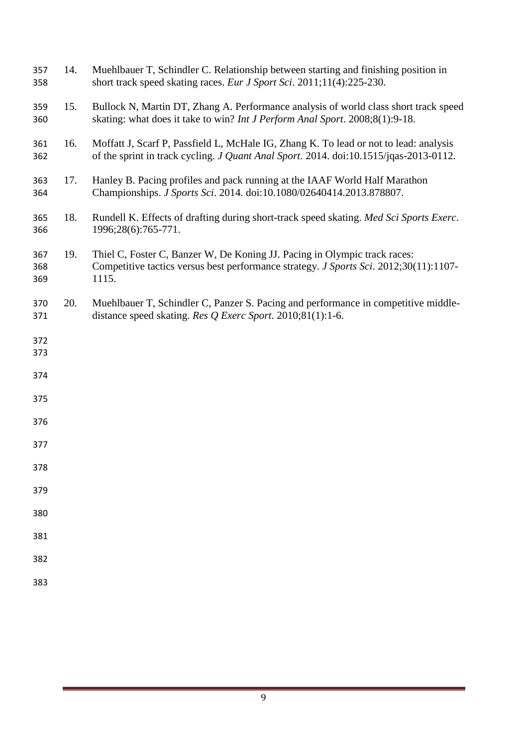14. Muehlbauer T, Schindler C. Relationship between starting and finishing position in short track speed skating races. *Eur J Sport Sci*. 2011;11(4):225-230.

15. Bullock N, Martin DT, Zhang A. Performance analysis of world class short track speed skating: what does it take to win? *Int J Perform Anal Sport*. 2008;8(1):9-18.

16. Moffatt J, Scarf P, Passfield L, McHale IG, Zhang K. To lead or not to lead: analysis of the sprint in track cycling. *J Quant Anal Sport*. 2014. doi:10.1515/jqas-2013-0112.

17. Hanley B. Pacing profiles and pack running at the IAAF World Half Marathon Championships. *J Sports Sci*. 2014. doi:10.1080/02640414.2013.878807.

18. Rundell K. Effects of drafting during short-track speed skating. *Med Sci Sports Exerc*. 1996;28(6):765-771.

19. Thiel C, Foster C, Banzer W, De Koning JJ. Pacing in Olympic track races: Competitive tactics versus best performance strategy. *J Sports Sci*. 2012;30(11):1107-1115.

20. Muehlbauer T, Schindler C, Panzer S. Pacing and performance in competitive middle-distance speed skating. *Res Q Exerc Sport*. 2010;81(1):1-6.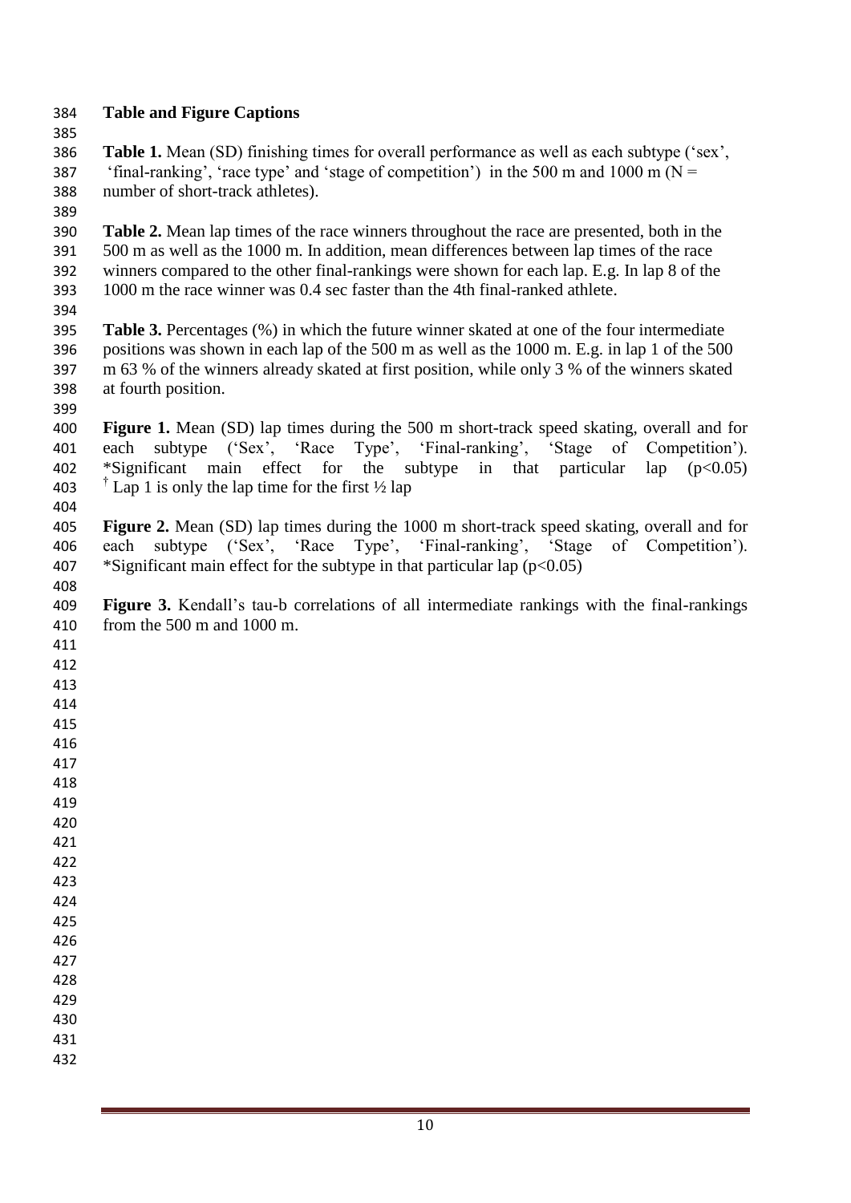## Table and Figure Captions

**Table 1.** Mean (SD) finishing times for overall performance as well as each subtype ('sex', 'final-ranking', 'race type' and 'stage of competition') in the 500 m and 1000 m (N = number of short-track athletes).

**Table 2.** Mean lap times of the race winners throughout the race are presented, both in the 500 m as well as the 1000 m. In addition, mean differences between lap times of the race winners compared to the other final-rankings were shown for each lap. E.g. In lap 8 of the 1000 m the race winner was 0.4 sec faster than the 4th final-ranked athlete.

**Table 3.** Percentages (%) in which the future winner skated at one of the four intermediate positions was shown in each lap of the 500 m as well as the 1000 m. E.g. in lap 1 of the 500 m 63 % of the winners already skated at first position, while only 3 % of the winners skated at fourth position.

**Figure 1.** Mean (SD) lap times during the 500 m short-track speed skating, overall and for each subtype ('Sex', 'Race Type', 'Final-ranking', 'Stage of Competition'). *Significant main effect for the subtype in that particular lap ($p<0.05$)
[†] Lap 1 is only the lap time for the first ½ lap

**Figure 2.** Mean (SD) lap times during the 1000 m short-track speed skating, overall and for each subtype ('Sex', 'Race Type', 'Final-ranking', 'Stage of Competition'). *Significant main effect for the subtype in that particular lap ($p<0.05$)

**Figure 3.** Kendall's tau-b correlations of all intermediate rankings with the final-rankings from the 500 m and 1000 m.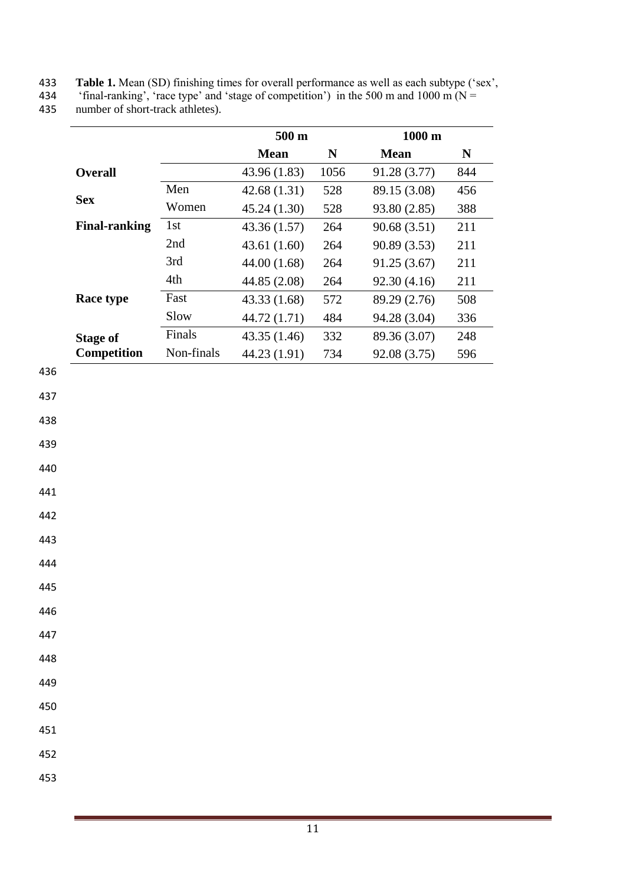**Table 1.** Mean (SD) finishing times for overall performance as well as each subtype ('sex', 'final-ranking', 'race type' and 'stage of competition') in the 500 m and 1000 m (N = number of short-track athletes).

| | | 500 m | | 1000 m | |
|---|---|---|---|---|---|
| | | **Mean** | **N** | **Mean** | **N** |
| **Overall** | | 43.96 (1.83) | 1056 | 91.28 (3.77) | 844 |
| **Sex** | Men | 42.68 (1.31) | 528 | 89.15 (3.08) | 456 |
| | Women | 45.24 (1.30) | 528 | 93.80 (2.85) | 388 |
| **Final-ranking** | 1st | 43.36 (1.57) | 264 | 90.68 (3.51) | 211 |
| | 2nd | 43.61 (1.60) | 264 | 90.89 (3.53) | 211 |
| | 3rd | 44.00 (1.68) | 264 | 91.25 (3.67) | 211 |
| | 4th | 44.85 (2.08) | 264 | 92.30 (4.16) | 211 |
| **Race type** | Fast | 43.33 (1.68) | 572 | 89.29 (2.76) | 508 |
| | Slow | 44.72 (1.71) | 484 | 94.28 (3.04) | 336 |
| **Stage of Competition** | Finals | 43.35 (1.46) | 332 | 89.36 (3.07) | 248 |
| | Non-finals | 44.23 (1.91) | 734 | 92.08 (3.75) | 596 |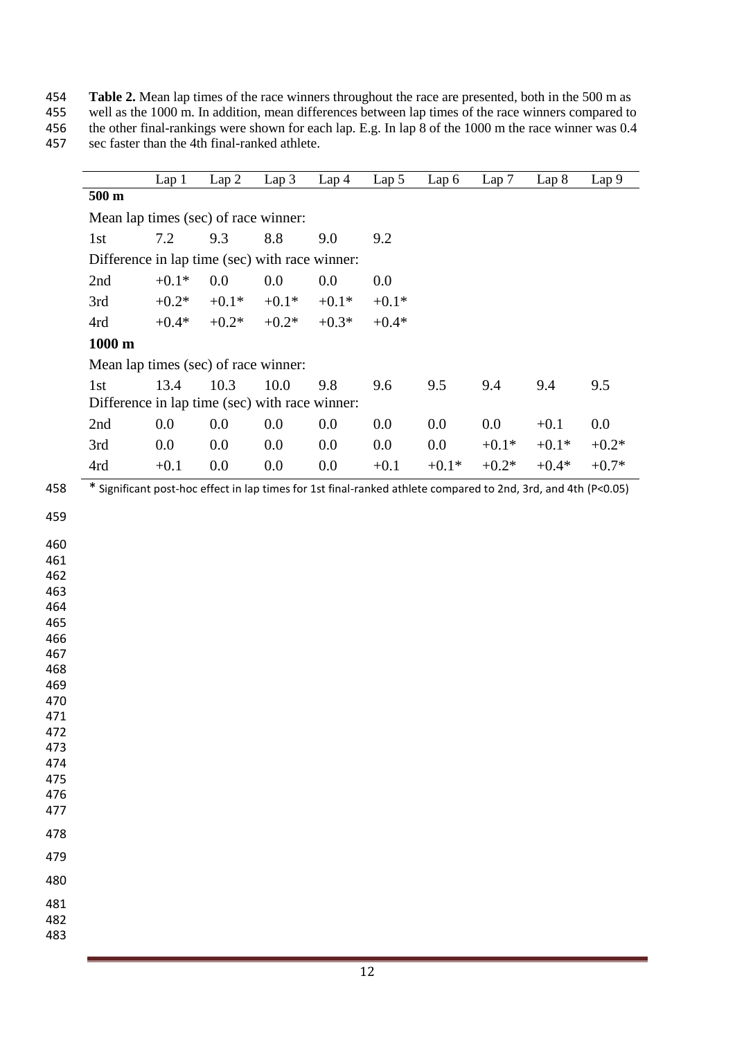**Table 2.** Mean lap times of the race winners throughout the race are presented, both in the 500 m as well as the 1000 m. In addition, mean differences between lap times of the race winners compared to the other final-rankings were shown for each lap. E.g. In lap 8 of the 1000 m the race winner was 0.4 sec faster than the 4th final-ranked athlete.

| | Lap 1 | Lap 2 | Lap 3 | Lap 4 | Lap 5 | Lap 6 | Lap 7 | Lap 8 | Lap 9 |
|---|---|---|---|---|---|---|---|---|---|
| **500 m** | | | | | | | | | |
| Mean lap times (sec) of race winner: | | | | | | | | | |
| 1st | 7.2 | 9.3 | 8.8 | 9.0 | 9.2 | | | | |
| Difference in lap time (sec) with race winner: | | | | | | | | | |
| 2nd | +0.1* | 0.0 | 0.0 | 0.0 | 0.0 | | | | |
| 3rd | +0.2* | +0.1* | +0.1* | +0.1* | +0.1* | | | | |
| 4rd | +0.4* | +0.2* | +0.2* | +0.3* | +0.4* | | | | |
| **1000 m** | | | | | | | | | |
| Mean lap times (sec) of race winner: | | | | | | | | | |
| 1st | 13.4 | 10.3 | 10.0 | 9.8 | 9.6 | 9.5 | 9.4 | 9.4 | 9.5 |
| Difference in lap time (sec) with race winner: | | | | | | | | | |
| 2nd | 0.0 | 0.0 | 0.0 | 0.0 | 0.0 | 0.0 | 0.0 | +0.1 | 0.0 |
| 3rd | 0.0 | 0.0 | 0.0 | 0.0 | 0.0 | 0.0 | +0.1* | +0.1* | +0.2* |
| 4rd | +0.1 | 0.0 | 0.0 | 0.0 | +0.1 | +0.1* | +0.2* | +0.4* | +0.7* |

\* Significant post-hoc effect in lap times for 1st final-ranked athlete compared to 2nd, 3rd, and 4th (P<0.05)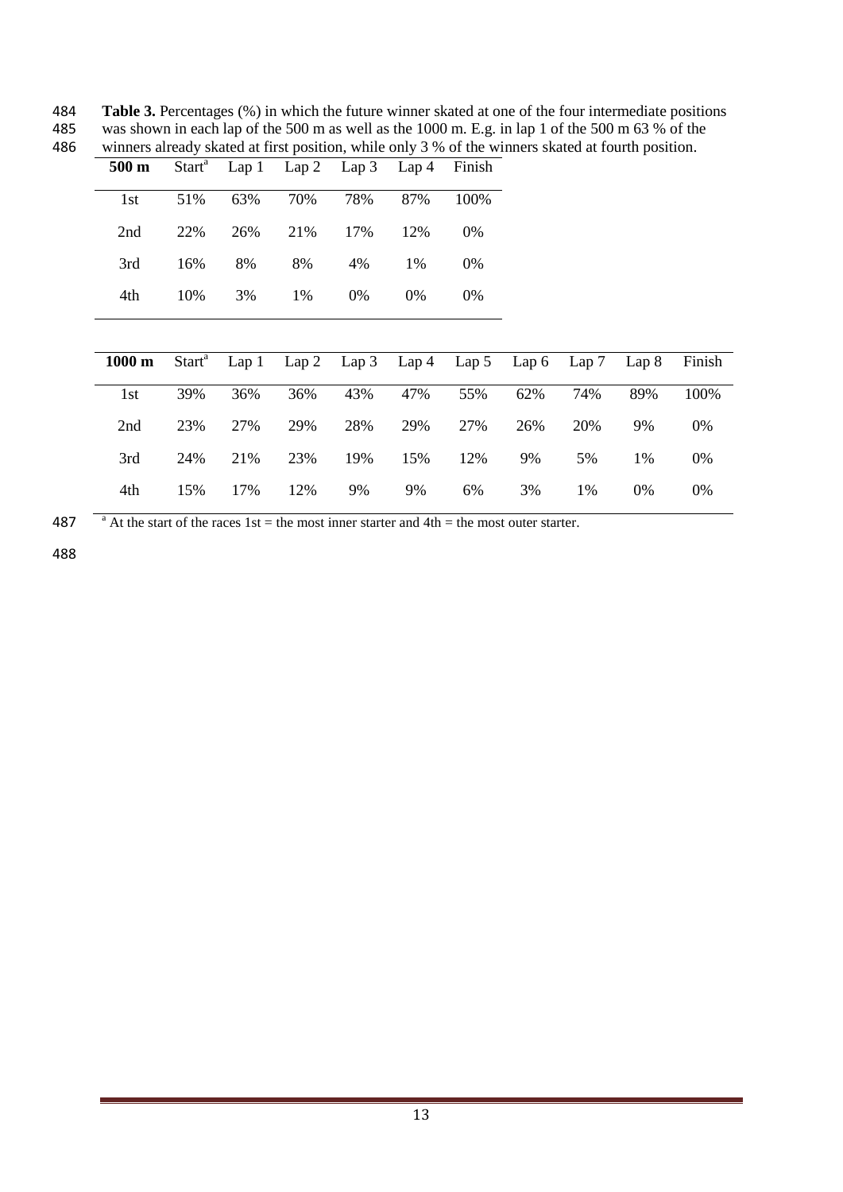**Table 3.** Percentages (%) in which the future winner skated at one of the four intermediate positions was shown in each lap of the 500 m as well as the 1000 m. E.g. in lap 1 of the 500 m 63 % of the winners already skated at first position, while only 3 % of the winners skated at fourth position.

| **500 m** | Start[a] | Lap 1 | Lap 2 | Lap 3 | Lap 4 | Finish |
|---|---|---|---|---|---|---|
| 1st | 51% | 63% | 70% | 78% | 87% | 100% |
| 2nd | 22% | 26% | 21% | 17% | 12% | 0% |
| 3rd | 16% | 8% | 8% | 4% | 1% | 0% |
| 4th | 10% | 3% | 1% | 0% | 0% | 0% |

| **1000 m** | Start[a] | Lap 1 | Lap 2 | Lap 3 | Lap 4 | Lap 5 | Lap 6 | Lap 7 | Lap 8 | Finish |
|---|---|---|---|---|---|---|---|---|---|---|
| 1st | 39% | 36% | 36% | 43% | 47% | 55% | 62% | 74% | 89% | 100% |
| 2nd | 23% | 27% | 29% | 28% | 29% | 27% | 26% | 20% | 9% | 0% |
| 3rd | 24% | 21% | 23% | 19% | 15% | 12% | 9% | 5% | 1% | 0% |
| 4th | 15% | 17% | 12% | 9% | 9% | 6% | 3% | 1% | 0% | 0% |

[a] At the start of the races 1st = the most inner starter and 4th = the most outer starter.